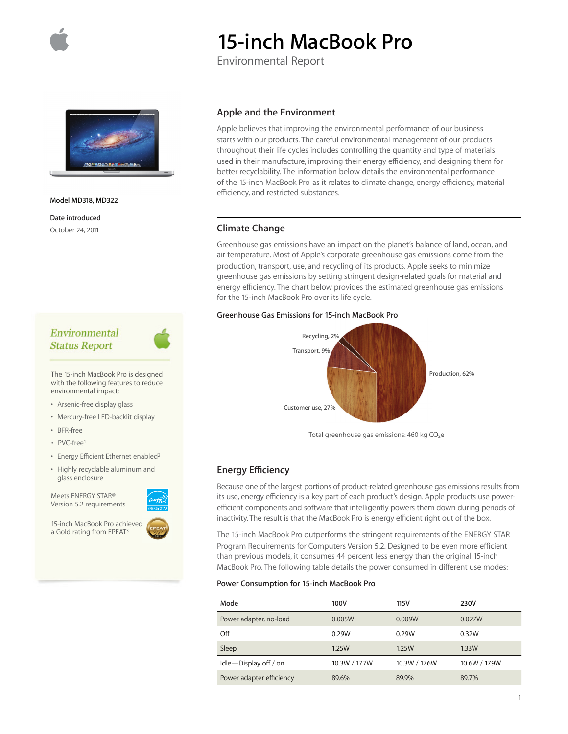# 15-inch MacBook Pro

Environmental Report

**Model MD318, MD322**

**Date introduced**

October 24, 2011

## Apple and the Environment

Apple believes that improving the environmental performance of our business starts with our products. The careful environmental management of our products throughout their life cycles includes controlling the quantity and type of materials used in their manufacture, improving their energy efficiency, and designing them for better recyclability. The information below details the environmental performance of the 15-inch MacBook Pro as it relates to climate change, energy efficiency, material efficiency, and restricted substances.

## Climate Change

Greenhouse gas emissions have an impact on the planet's balance of land, ocean, and air temperature. Most of Apple's corporate greenhouse gas emissions come from the production, transport, use, and recycling of its products. Apple seeks to minimize greenhouse gas emissions by setting stringent design-related goals for material and energy efficiency. The chart below provides the estimated greenhouse gas emissions for the 15-inch MacBook Pro over its life cycle.

**Greenhouse Gas Emissions for 15-inch MacBook Pro**

- Production, 62%
- Customer use, 27%
- Transport, 9%
- Recycling, 2%

Total greenhouse gas emissions: 460 kg $CO_2e$

## Energy Efficiency

Because one of the largest portions of product-related greenhouse gas emissions results from its use, energy efficiency is a key part of each product's design. Apple products use power-efficient components and software that intelligently powers them down during periods of inactivity. The result is that the MacBook Pro is energy efficient right out of the box.

The 15-inch MacBook Pro outperforms the stringent requirements of the ENERGY STAR Program Requirements for Computers Version 5.2. Designed to be even more efficient than previous models, it consumes 44 percent less energy than the original 15-inch MacBook Pro. The following table details the power consumed in different use modes:

**Power Consumption for 15-inch MacBook Pro**

| Mode | 100V | 115V | 230V |
|---|---|---|---|
| Power adapter, no-load | 0.005W | 0.009W | 0.027W |
| Off | 0.29W | 0.29W | 0.32W |
| Sleep | 1.25W | 1.25W | 1.33W |
| Idle—Display off / on | 10.3W / 17.7W | 10.3W / 17.6W | 10.6W / 17.9W |
| Power adapter efficiency | 89.6% | 89.9% | 89.7% |

*Environmental Status Report*

The 15-inch MacBook Pro is designed with the following features to reduce environmental impact:

- Arsenic-free display glass
- Mercury-free LED-backlit display
- BFR-free
- PVC-free[1]
- Energy Efficient Ethernet enabled[2]
- Highly recyclable aluminum and glass enclosure

Meets ENERGY STAR® Version 5.2 requirements

15-inch MacBook Pro achieved a Gold rating from EPEAT[3]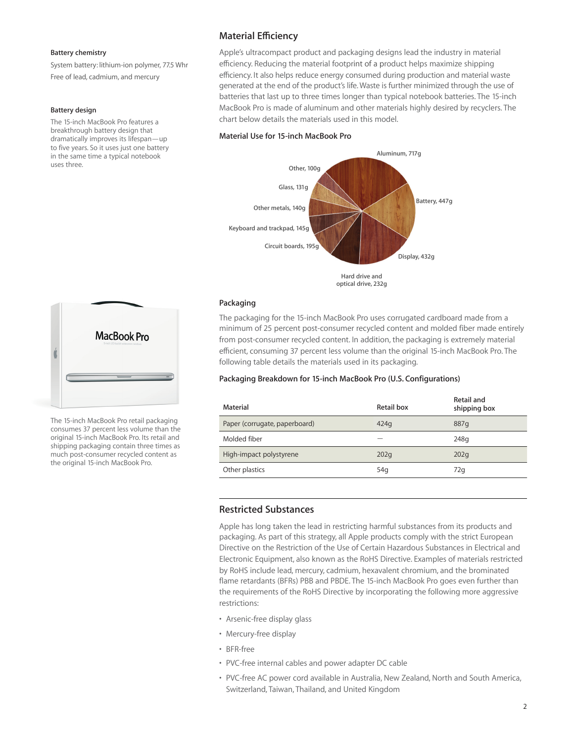### Battery chemistry

System battery: lithium-ion polymer, 77.5 Whr

Free of lead, cadmium, and mercury

### Battery design

The 15-inch MacBook Pro features a breakthrough battery design that dramatically improves its lifespan—up to five years. So it uses just one battery in the same time a typical notebook uses three.

## Material Efficiency

Apple's ultracompact product and packaging designs lead the industry in material efficiency. Reducing the material footprint of a product helps maximize shipping efficiency. It also helps reduce energy consumed during production and material waste generated at the end of the product's life. Waste is further minimized through the use of batteries that last up to three times longer than typical notebook batteries. The 15-inch MacBook Pro is made of aluminum and other materials highly desired by recyclers. The chart below details the materials used in this model.

### Material Use for 15-inch MacBook Pro

Aluminum, 717g
Battery, 447g
Display, 432g
Hard drive and optical drive, 232g
Circuit boards, 195g
Keyboard and trackpad, 145g
Other metals, 140g
Glass, 131g
Other, 100g

### Packaging

The packaging for the 15-inch MacBook Pro uses corrugated cardboard made from a minimum of 25 percent post-consumer recycled content and molded fiber made entirely from post-consumer recycled content. In addition, the packaging is extremely material efficient, consuming 37 percent less volume than the original 15-inch MacBook Pro. The following table details the materials used in its packaging.

The 15-inch MacBook Pro retail packaging consumes 37 percent less volume than the original 15-inch MacBook Pro. Its retail and shipping packaging contain three times as much post-consumer recycled content as the original 15-inch MacBook Pro.

### Packaging Breakdown for 15-inch MacBook Pro (U.S. Configurations)

| Material | Retail box | Retail and shipping box |
|---|---|---|
| Paper (corrugate, paperboard) | 424g | 887g |
| Molded fiber | — | 248g |
| High-impact polystyrene | 202g | 202g |
| Other plastics | 54g | 72g |

## Restricted Substances

Apple has long taken the lead in restricting harmful substances from its products and packaging. As part of this strategy, all Apple products comply with the strict European Directive on the Restriction of the Use of Certain Hazardous Substances in Electrical and Electronic Equipment, also known as the RoHS Directive. Examples of materials restricted by RoHS include lead, mercury, cadmium, hexavalent chromium, and the brominated flame retardants (BFRs) PBB and PBDE. The 15-inch MacBook Pro goes even further than the requirements of the RoHS Directive by incorporating the following more aggressive restrictions:

- Arsenic-free display glass
- Mercury-free display
- BFR-free
- PVC-free internal cables and power adapter DC cable
- PVC-free AC power cord available in Australia, New Zealand, North and South America, Switzerland, Taiwan, Thailand, and United Kingdom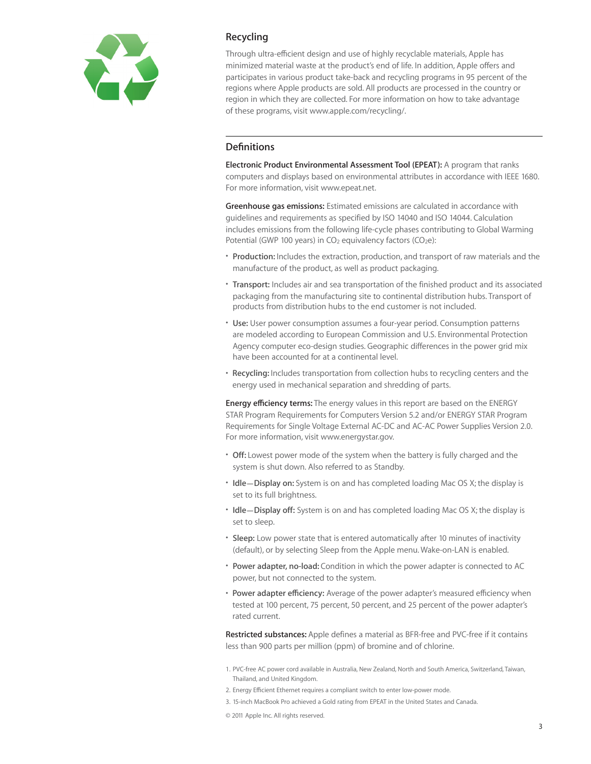## Recycling

Through ultra-efficient design and use of highly recyclable materials, Apple has minimized material waste at the product's end of life. In addition, Apple offers and participates in various product take-back and recycling programs in 95 percent of the regions where Apple products are sold. All products are processed in the country or region in which they are collected. For more information on how to take advantage of these programs, visit www.apple.com/recycling/.

## Definitions

**Electronic Product Environmental Assessment Tool (EPEAT):** A program that ranks computers and displays based on environmental attributes in accordance with IEEE 1680. For more information, visit www.epeat.net.

**Greenhouse gas emissions:** Estimated emissions are calculated in accordance with guidelines and requirements as specified by ISO 14040 and ISO 14044. Calculation includes emissions from the following life-cycle phases contributing to Global Warming Potential (GWP 100 years) in $CO_2$ equivalency factors ($CO_2e$):

- **Production:** Includes the extraction, production, and transport of raw materials and the manufacture of the product, as well as product packaging.
- **Transport:** Includes air and sea transportation of the finished product and its associated packaging from the manufacturing site to continental distribution hubs. Transport of products from distribution hubs to the end customer is not included.
- **Use:** User power consumption assumes a four-year period. Consumption patterns are modeled according to European Commission and U.S. Environmental Protection Agency computer eco-design studies. Geographic differences in the power grid mix have been accounted for at a continental level.
- **Recycling:** Includes transportation from collection hubs to recycling centers and the energy used in mechanical separation and shredding of parts.

**Energy efficiency terms:** The energy values in this report are based on the ENERGY STAR Program Requirements for Computers Version 5.2 and/or ENERGY STAR Program Requirements for Single Voltage External AC-DC and AC-AC Power Supplies Version 2.0. For more information, visit www.energystar.gov.

- **Off:** Lowest power mode of the system when the battery is fully charged and the system is shut down. Also referred to as Standby.
- **Idle—Display on:** System is on and has completed loading Mac OS X; the display is set to its full brightness.
- **Idle—Display off:** System is on and has completed loading Mac OS X; the display is set to sleep.
- **Sleep:** Low power state that is entered automatically after 10 minutes of inactivity (default), or by selecting Sleep from the Apple menu. Wake-on-LAN is enabled.
- **Power adapter, no-load:** Condition in which the power adapter is connected to AC power, but not connected to the system.
- **Power adapter efficiency:** Average of the power adapter's measured efficiency when tested at 100 percent, 75 percent, 50 percent, and 25 percent of the power adapter's rated current.

**Restricted substances:** Apple defines a material as BFR-free and PVC-free if it contains less than 900 parts per million (ppm) of bromine and of chlorine.

1. PVC-free AC power cord available in Australia, New Zealand, North and South America, Switzerland, Taiwan, Thailand, and United Kingdom.
2. Energy Efficient Ethernet requires a compliant switch to enter low-power mode.
3. 15-inch MacBook Pro achieved a Gold rating from EPEAT in the United States and Canada.

© 2011 Apple Inc. All rights reserved.